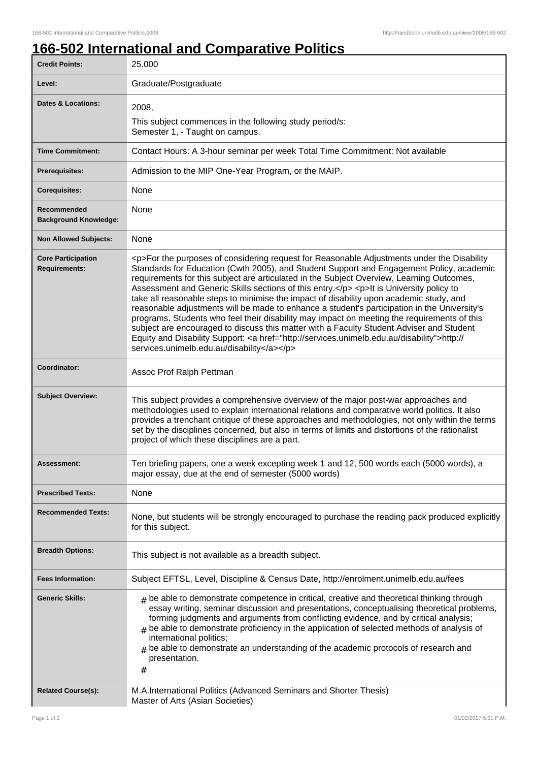# 166-502 International and Comparative Politics

| | |
|---|---|
| **Credit Points:** | 25.000 |
| **Level:** | Graduate/Postgraduate |
| **Dates & Locations:** | 2008,<br>This subject commences in the following study period/s:<br>Semester 1, - Taught on campus. |
| **Time Commitment:** | Contact Hours: A 3-hour seminar per week Total Time Commitment: Not available |
| **Prerequisites:** | Admission to the MIP One-Year Program, or the MAIP. |
| **Corequisites:** | None |
| **Recommended Background Knowledge:** | None |
| **Non Allowed Subjects:** | None |
| **Core Participation Requirements:** | <p>For the purposes of considering request for Reasonable Adjustments under the Disability Standards for Education (Cwth 2005), and Student Support and Engagement Policy, academic requirements for this subject are articulated in the Subject Overview, Learning Outcomes, Assessment and Generic Skills sections of this entry.</p> <p>It is University policy to take all reasonable steps to minimise the impact of disability upon academic study, and reasonable adjustments will be made to enhance a student's participation in the University's programs. Students who feel their disability may impact on meeting the requirements of this subject are encouraged to discuss this matter with a Faculty Student Adviser and Student Equity and Disability Support: <a href="http://services.unimelb.edu.au/disability">http://services.unimelb.edu.au/disability</a></p> |
| **Coordinator:** | Assoc Prof Ralph Pettman |
| **Subject Overview:** | This subject provides a comprehensive overview of the major post-war approaches and methodologies used to explain international relations and comparative world politics. It also provides a trenchant critique of these approaches and methodologies, not only within the terms set by the disciplines concerned, but also in terms of limits and distortions of the rationalist project of which these disciplines are a part. |
| **Assessment:** | Ten briefing papers, one a week excepting week 1 and 12, 500 words each (5000 words), a major essay, due at the end of semester (5000 words) |
| **Prescribed Texts:** | None |
| **Recommended Texts:** | None, but students will be strongly encouraged to purchase the reading pack produced explicitly for this subject. |
| **Breadth Options:** | This subject is not available as a breadth subject. |
| **Fees Information:** | Subject EFTSL, Level, Discipline & Census Date, http://enrolment.unimelb.edu.au/fees |
| **Generic Skills:** | # be able to demonstrate competence in critical, creative and theoretical thinking through essay writing, seminar discussion and presentations, conceptualising theoretical problems, forming judgments and arguments from conflicting evidence, and by critical analysis;<br># be able to demonstrate proficiency in the application of selected methods of analysis of international politics;<br># be able to demonstrate an understanding of the academic protocols of research and presentation.<br># |
| **Related Course(s):** | M.A.International Politics (Advanced Seminars and Shorter Thesis)<br>Master of Arts (Asian Societies) |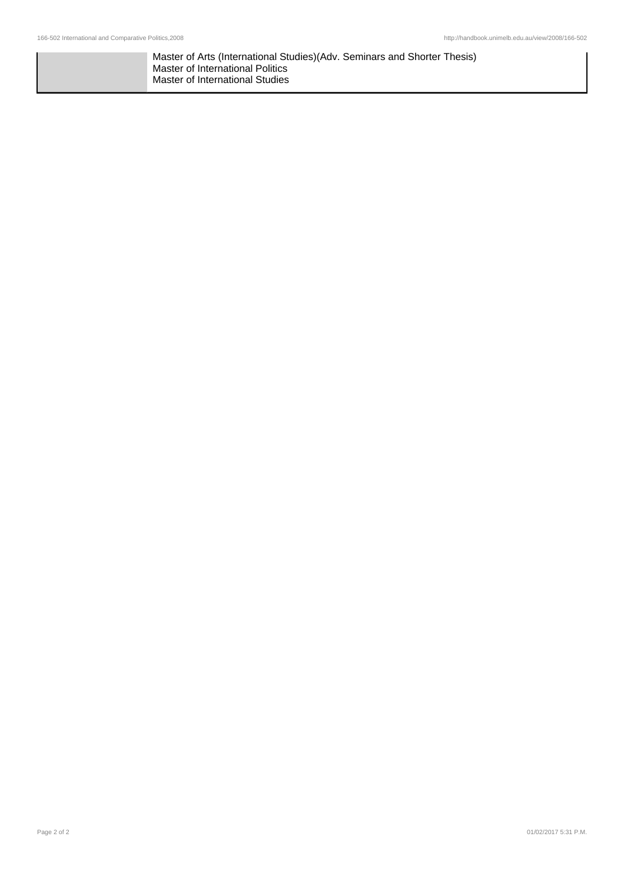| | |
|---|---|
| | Master of Arts (International Studies)(Adv. Seminars and Shorter Thesis)<br>Master of International Politics<br>Master of International Studies |